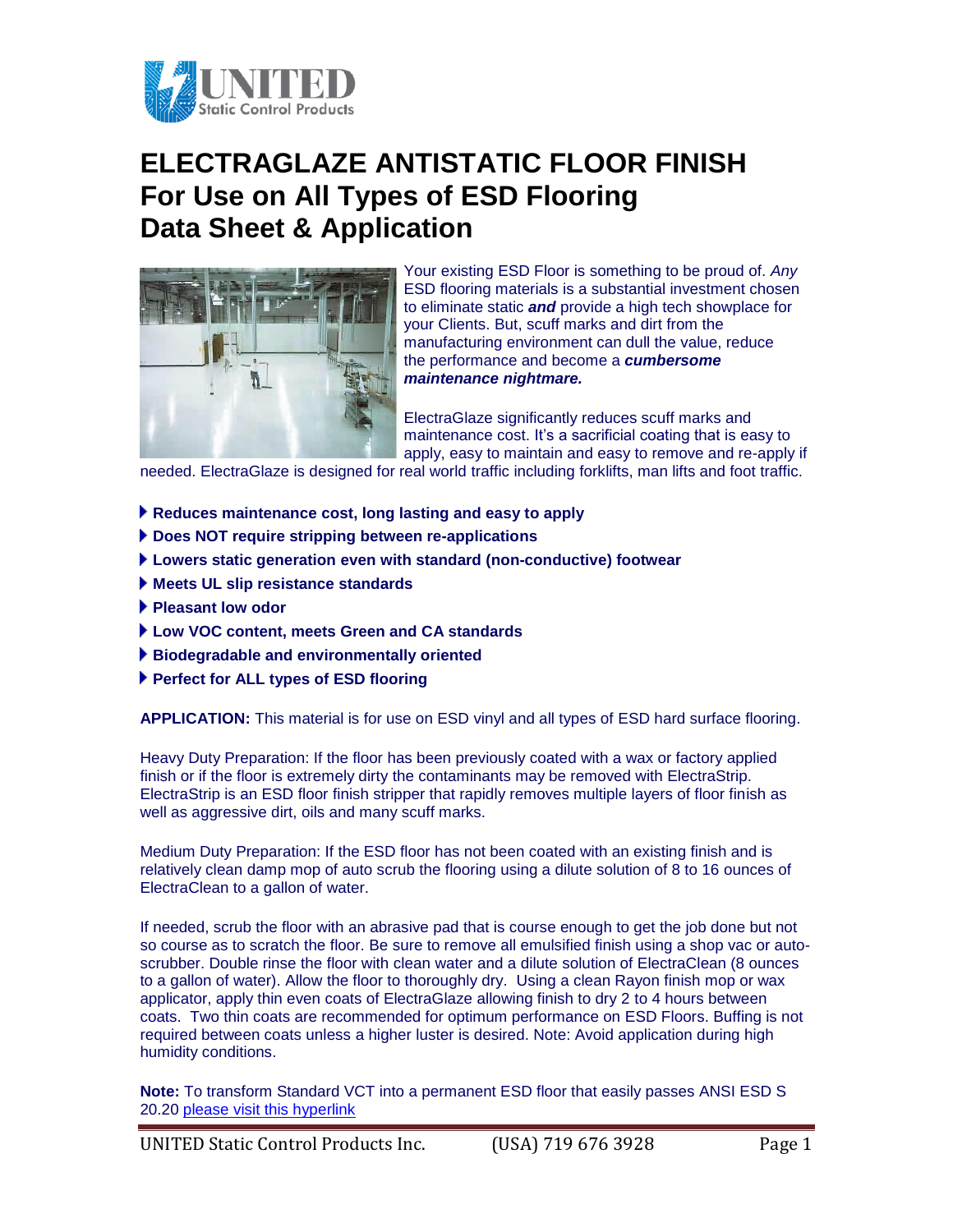# ELECTRAGLAZE ANTISTATIC FLOOR FINISH
# For Use on All Types of ESD Flooring
# Data Sheet & Application

Your existing ESD Floor is something to be proud of. *Any* ESD flooring materials is a substantial investment chosen to eliminate static ***and*** provide a high tech showplace for your Clients. But, scuff marks and dirt from the manufacturing environment can dull the value, reduce the performance and become a ***cumbersome maintenance nightmare.***

ElectraGlaze significantly reduces scuff marks and maintenance cost. It's a sacrificial coating that is easy to apply, easy to maintain and easy to remove and re-apply if needed. ElectraGlaze is designed for real world traffic including forklifts, man lifts and foot traffic.

- **Reduces maintenance cost, long lasting and easy to apply**
- **Does NOT require stripping between re-applications**
- **Lowers static generation even with standard (non-conductive) footwear**
- **Meets UL slip resistance standards**
- **Pleasant low odor**
- **Low VOC content, meets Green and CA standards**
- **Biodegradable and environmentally oriented**
- **Perfect for ALL types of ESD flooring**

**APPLICATION:** This material is for use on ESD vinyl and all types of ESD hard surface flooring.

Heavy Duty Preparation: If the floor has been previously coated with a wax or factory applied finish or if the floor is extremely dirty the contaminants may be removed with ElectraStrip. ElectraStrip is an ESD floor finish stripper that rapidly removes multiple layers of floor finish as well as aggressive dirt, oils and many scuff marks.

Medium Duty Preparation: If the ESD floor has not been coated with an existing finish and is relatively clean damp mop of auto scrub the flooring using a dilute solution of 8 to 16 ounces of ElectraClean to a gallon of water.

If needed, scrub the floor with an abrasive pad that is course enough to get the job done but not so course as to scratch the floor. Be sure to remove all emulsified finish using a shop vac or auto-scrubber. Double rinse the floor with clean water and a dilute solution of ElectraClean (8 ounces to a gallon of water). Allow the floor to thoroughly dry. Using a clean Rayon finish mop or wax applicator, apply thin even coats of ElectraGlaze allowing finish to dry 2 to 4 hours between coats. Two thin coats are recommended for optimum performance on ESD Floors. Buffing is not required between coats unless a higher luster is desired. Note: Avoid application during high humidity conditions.

**Note:** To transform Standard VCT into a permanent ESD floor that easily passes ANSI ESD S 20.20 please visit this hyperlink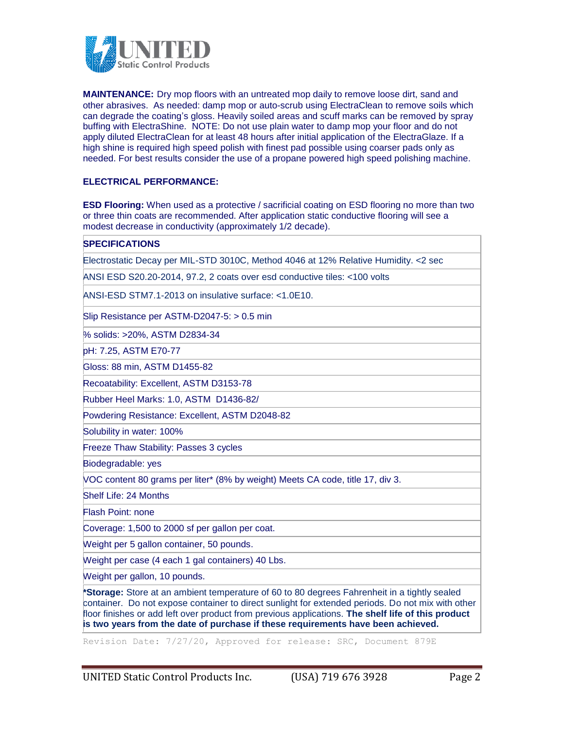**MAINTENANCE:** Dry mop floors with an untreated mop daily to remove loose dirt, sand and other abrasives. As needed: damp mop or auto-scrub using ElectraClean to remove soils which can degrade the coating's gloss. Heavily soiled areas and scuff marks can be removed by spray buffing with ElectraShine. NOTE: Do not use plain water to damp mop your floor and do not apply diluted ElectraClean for at least 48 hours after initial application of the ElectraGlaze. If a high shine is required high speed polish with finest pad possible using coarser pads only as needed. For best results consider the use of a propane powered high speed polishing machine.

**ELECTRICAL PERFORMANCE:**

**ESD Flooring:** When used as a protective / sacrificial coating on ESD flooring no more than two or three thin coats are recommended. After application static conductive flooring will see a modest decrease in conductivity (approximately 1/2 decade).

| **SPECIFICATIONS** |
|---|
| Electrostatic Decay per MIL-STD 3010C, Method 4046 at 12% Relative Humidity. <2 sec |
| ANSI ESD S20.20-2014, 97.2, 2 coats over esd conductive tiles: <100 volts |
| ANSI-ESD STM7.1-2013 on insulative surface: <1.0E10. |
| Slip Resistance per ASTM-D2047-5: > 0.5 min |
| % solids: >20%, ASTM D2834-34 |
| pH: 7.25, ASTM E70-77 |
| Gloss: 88 min, ASTM D1455-82 |
| Recoatability: Excellent, ASTM D3153-78 |
| Rubber Heel Marks: 1.0, ASTM D1436-82/ |
| Powdering Resistance: Excellent, ASTM D2048-82 |
| Solubility in water: 100% |
| Freeze Thaw Stability: Passes 3 cycles |
| Biodegradable: yes |
| VOC content 80 grams per liter* (8% by weight) Meets CA code, title 17, div 3. |
| Shelf Life: 24 Months |
| Flash Point: none |
| Coverage: 1,500 to 2000 sf per gallon per coat. |
| Weight per 5 gallon container, 50 pounds. |
| Weight per case (4 each 1 gal containers) 40 Lbs. |
| Weight per gallon, 10 pounds. |
| ***Storage:** Store at an ambient temperature of 60 to 80 degrees Fahrenheit in a tightly sealed container. Do not expose container to direct sunlight for extended periods. Do not mix with other floor finishes or add left over product from previous applications. **The shelf life of this product is two years from the date of purchase if these requirements have been achieved.** |

Revision Date: 7/27/20, Approved for release: SRC, Document 879E

UNITED Static Control Products Inc. (USA) 719 676 3928